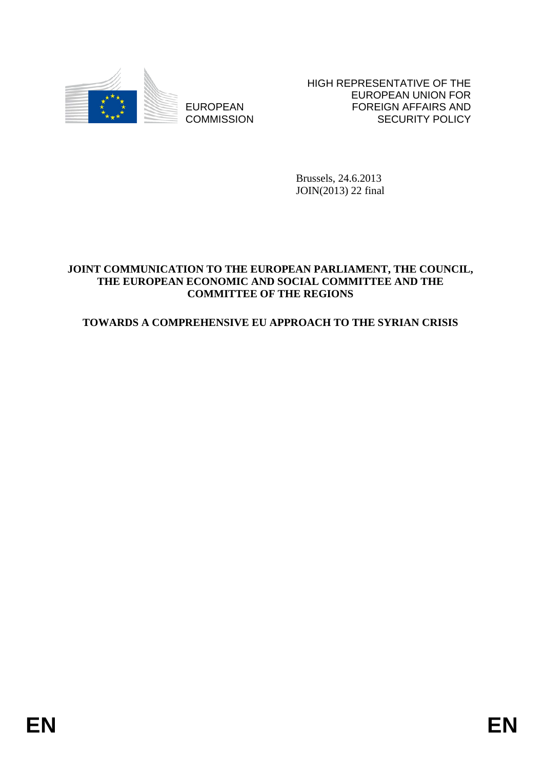EUROPEAN COMMISSION

HIGH REPRESENTATIVE OF THE EUROPEAN UNION FOR FOREIGN AFFAIRS AND SECURITY POLICY

Brussels, 24.6.2013
JOIN(2013) 22 final

**JOINT COMMUNICATION TO THE EUROPEAN PARLIAMENT, THE COUNCIL, THE EUROPEAN ECONOMIC AND SOCIAL COMMITTEE AND THE COMMITTEE OF THE REGIONS**

**TOWARDS A COMPREHENSIVE EU APPROACH TO THE SYRIAN CRISIS**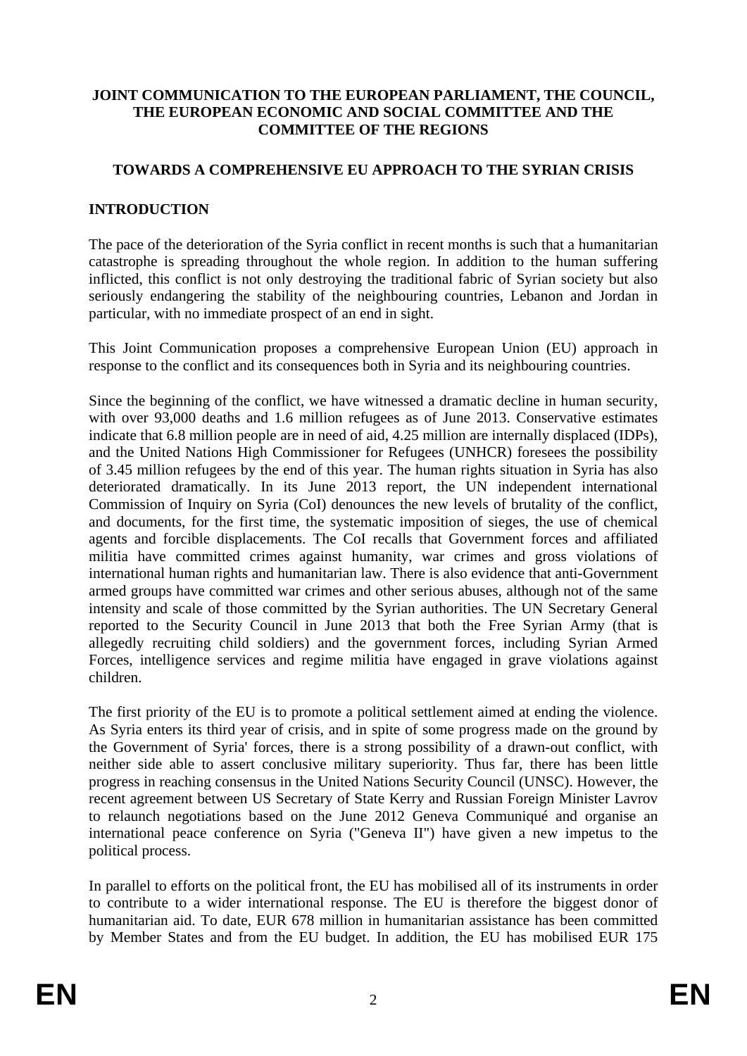**JOINT COMMUNICATION TO THE EUROPEAN PARLIAMENT, THE COUNCIL, THE EUROPEAN ECONOMIC AND SOCIAL COMMITTEE AND THE COMMITTEE OF THE REGIONS**

**TOWARDS A COMPREHENSIVE EU APPROACH TO THE SYRIAN CRISIS**

## INTRODUCTION

The pace of the deterioration of the Syria conflict in recent months is such that a humanitarian catastrophe is spreading throughout the whole region. In addition to the human suffering inflicted, this conflict is not only destroying the traditional fabric of Syrian society but also seriously endangering the stability of the neighbouring countries, Lebanon and Jordan in particular, with no immediate prospect of an end in sight.

This Joint Communication proposes a comprehensive European Union (EU) approach in response to the conflict and its consequences both in Syria and its neighbouring countries.

Since the beginning of the conflict, we have witnessed a dramatic decline in human security, with over 93,000 deaths and 1.6 million refugees as of June 2013. Conservative estimates indicate that 6.8 million people are in need of aid, 4.25 million are internally displaced (IDPs), and the United Nations High Commissioner for Refugees (UNHCR) foresees the possibility of 3.45 million refugees by the end of this year. The human rights situation in Syria has also deteriorated dramatically. In its June 2013 report, the UN independent international Commission of Inquiry on Syria (CoI) denounces the new levels of brutality of the conflict, and documents, for the first time, the systematic imposition of sieges, the use of chemical agents and forcible displacements. The CoI recalls that Government forces and affiliated militia have committed crimes against humanity, war crimes and gross violations of international human rights and humanitarian law. There is also evidence that anti-Government armed groups have committed war crimes and other serious abuses, although not of the same intensity and scale of those committed by the Syrian authorities. The UN Secretary General reported to the Security Council in June 2013 that both the Free Syrian Army (that is allegedly recruiting child soldiers) and the government forces, including Syrian Armed Forces, intelligence services and regime militia have engaged in grave violations against children.

The first priority of the EU is to promote a political settlement aimed at ending the violence. As Syria enters its third year of crisis, and in spite of some progress made on the ground by the Government of Syria' forces, there is a strong possibility of a drawn-out conflict, with neither side able to assert conclusive military superiority. Thus far, there has been little progress in reaching consensus in the United Nations Security Council (UNSC). However, the recent agreement between US Secretary of State Kerry and Russian Foreign Minister Lavrov to relaunch negotiations based on the June 2012 Geneva Communiqué and organise an international peace conference on Syria ("Geneva II") have given a new impetus to the political process.

In parallel to efforts on the political front, the EU has mobilised all of its instruments in order to contribute to a wider international response. The EU is therefore the biggest donor of humanitarian aid. To date, EUR 678 million in humanitarian assistance has been committed by Member States and from the EU budget. In addition, the EU has mobilised EUR 175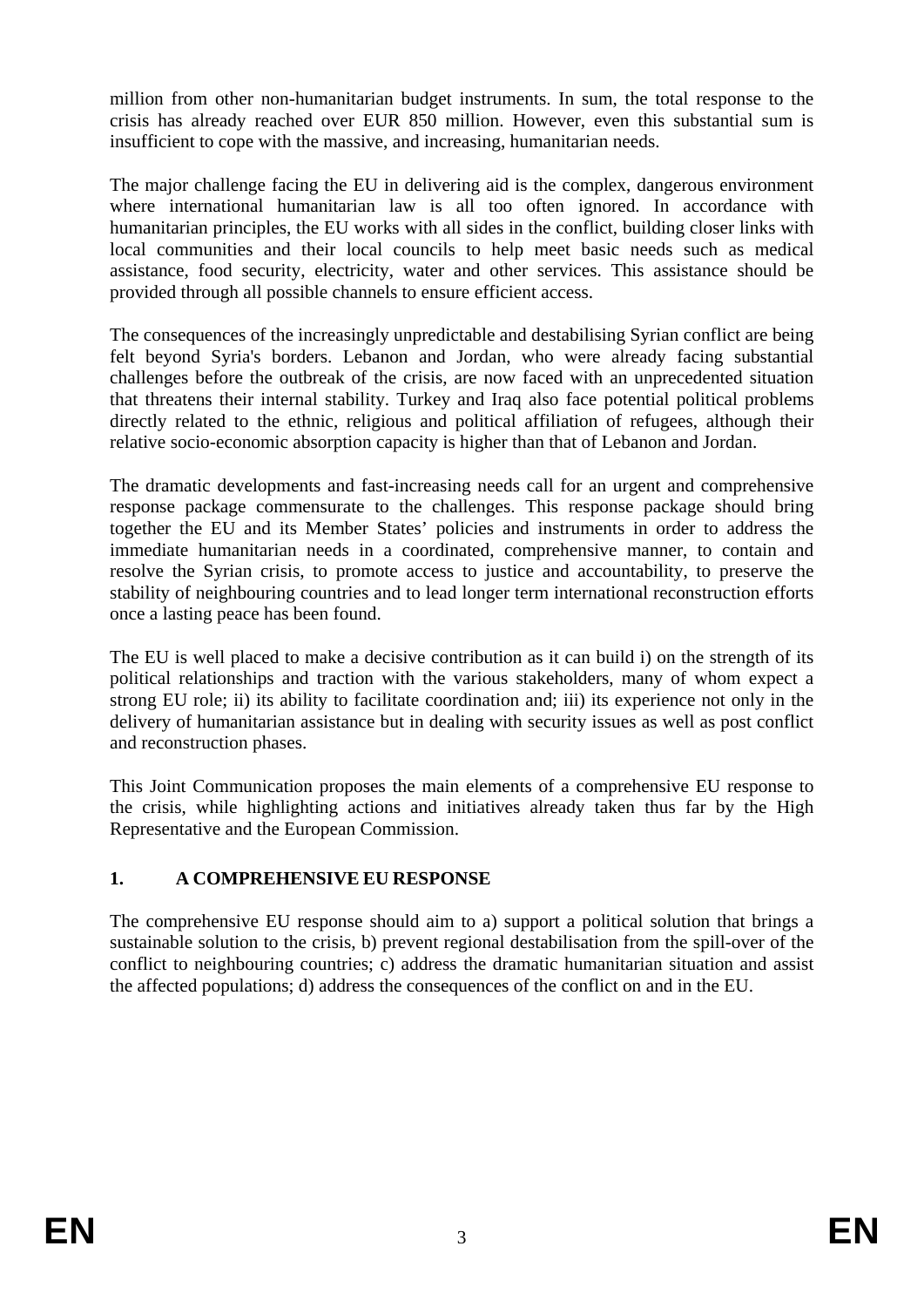million from other non-humanitarian budget instruments. In sum, the total response to the crisis has already reached over EUR 850 million. However, even this substantial sum is insufficient to cope with the massive, and increasing, humanitarian needs.

The major challenge facing the EU in delivering aid is the complex, dangerous environment where international humanitarian law is all too often ignored. In accordance with humanitarian principles, the EU works with all sides in the conflict, building closer links with local communities and their local councils to help meet basic needs such as medical assistance, food security, electricity, water and other services. This assistance should be provided through all possible channels to ensure efficient access.

The consequences of the increasingly unpredictable and destabilising Syrian conflict are being felt beyond Syria's borders. Lebanon and Jordan, who were already facing substantial challenges before the outbreak of the crisis, are now faced with an unprecedented situation that threatens their internal stability. Turkey and Iraq also face potential political problems directly related to the ethnic, religious and political affiliation of refugees, although their relative socio-economic absorption capacity is higher than that of Lebanon and Jordan.

The dramatic developments and fast-increasing needs call for an urgent and comprehensive response package commensurate to the challenges. This response package should bring together the EU and its Member States' policies and instruments in order to address the immediate humanitarian needs in a coordinated, comprehensive manner, to contain and resolve the Syrian crisis, to promote access to justice and accountability, to preserve the stability of neighbouring countries and to lead longer term international reconstruction efforts once a lasting peace has been found.

The EU is well placed to make a decisive contribution as it can build i) on the strength of its political relationships and traction with the various stakeholders, many of whom expect a strong EU role; ii) its ability to facilitate coordination and; iii) its experience not only in the delivery of humanitarian assistance but in dealing with security issues as well as post conflict and reconstruction phases.

This Joint Communication proposes the main elements of a comprehensive EU response to the crisis, while highlighting actions and initiatives already taken thus far by the High Representative and the European Commission.

## 1. A COMPREHENSIVE EU RESPONSE

The comprehensive EU response should aim to a) support a political solution that brings a sustainable solution to the crisis, b) prevent regional destabilisation from the spill-over of the conflict to neighbouring countries; c) address the dramatic humanitarian situation and assist the affected populations; d) address the consequences of the conflict on and in the EU.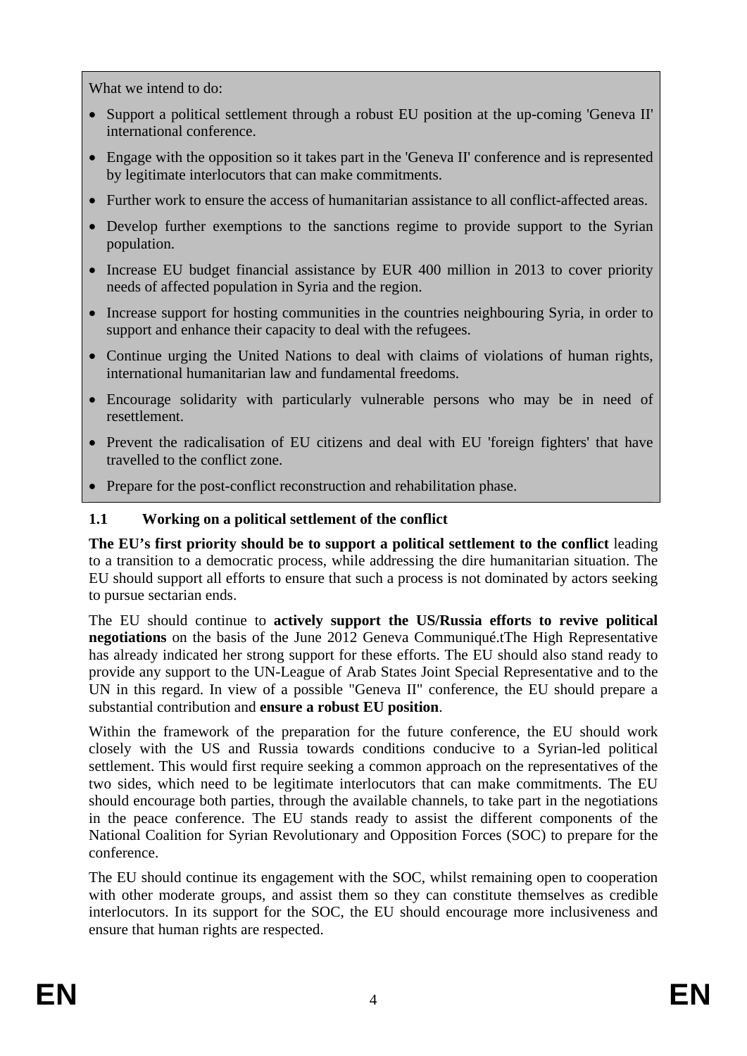What we intend to do:

- Support a political settlement through a robust EU position at the up-coming 'Geneva II' international conference.
- Engage with the opposition so it takes part in the 'Geneva II' conference and is represented by legitimate interlocutors that can make commitments.
- Further work to ensure the access of humanitarian assistance to all conflict-affected areas.
- Develop further exemptions to the sanctions regime to provide support to the Syrian population.
- Increase EU budget financial assistance by EUR 400 million in 2013 to cover priority needs of affected population in Syria and the region.
- Increase support for hosting communities in the countries neighbouring Syria, in order to support and enhance their capacity to deal with the refugees.
- Continue urging the United Nations to deal with claims of violations of human rights, international humanitarian law and fundamental freedoms.
- Encourage solidarity with particularly vulnerable persons who may be in need of resettlement.
- Prevent the radicalisation of EU citizens and deal with EU 'foreign fighters' that have travelled to the conflict zone.
- Prepare for the post-conflict reconstruction and rehabilitation phase.

### 1.1 Working on a political settlement of the conflict

**The EU's first priority should be to support a political settlement to the conflict** leading to a transition to a democratic process, while addressing the dire humanitarian situation. The EU should support all efforts to ensure that such a process is not dominated by actors seeking to pursue sectarian ends.

The EU should continue to **actively support the US/Russia efforts to revive political negotiations** on the basis of the June 2012 Geneva Communiqué.tThe High Representative has already indicated her strong support for these efforts. The EU should also stand ready to provide any support to the UN-League of Arab States Joint Special Representative and to the UN in this regard. In view of a possible "Geneva II" conference, the EU should prepare a substantial contribution and **ensure a robust EU position**.

Within the framework of the preparation for the future conference, the EU should work closely with the US and Russia towards conditions conducive to a Syrian-led political settlement. This would first require seeking a common approach on the representatives of the two sides, which need to be legitimate interlocutors that can make commitments. The EU should encourage both parties, through the available channels, to take part in the negotiations in the peace conference. The EU stands ready to assist the different components of the National Coalition for Syrian Revolutionary and Opposition Forces (SOC) to prepare for the conference.

The EU should continue its engagement with the SOC, whilst remaining open to cooperation with other moderate groups, and assist them so they can constitute themselves as credible interlocutors. In its support for the SOC, the EU should encourage more inclusiveness and ensure that human rights are respected.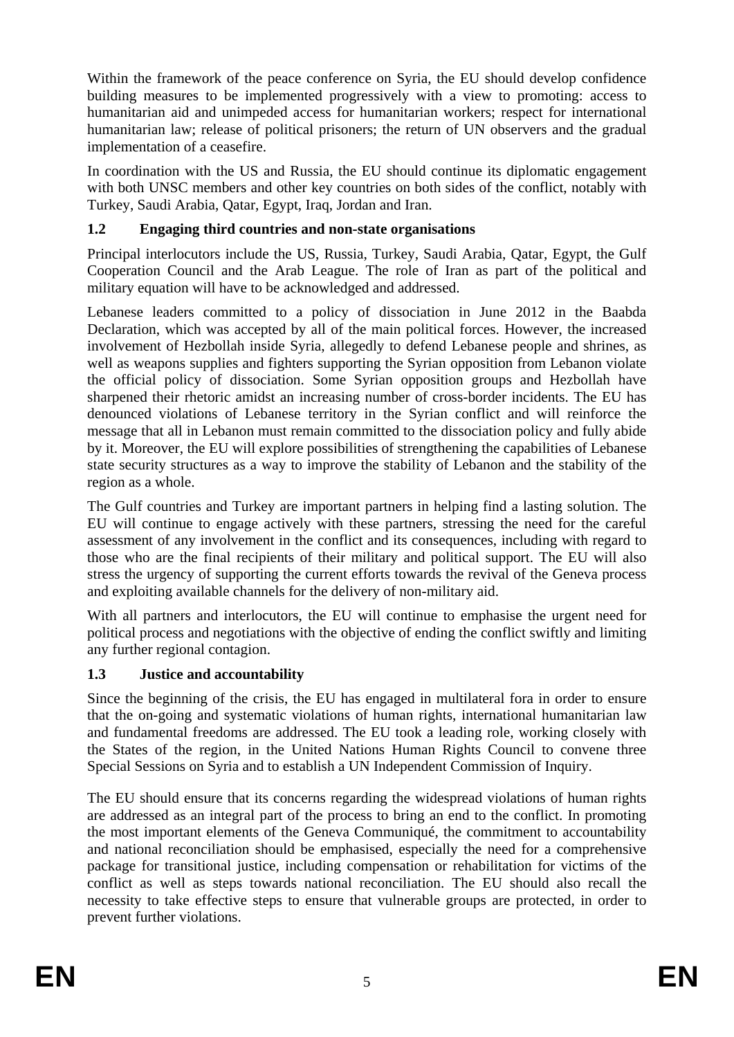Within the framework of the peace conference on Syria, the EU should develop confidence building measures to be implemented progressively with a view to promoting: access to humanitarian aid and unimpeded access for humanitarian workers; respect for international humanitarian law; release of political prisoners; the return of UN observers and the gradual implementation of a ceasefire.

In coordination with the US and Russia, the EU should continue its diplomatic engagement with both UNSC members and other key countries on both sides of the conflict, notably with Turkey, Saudi Arabia, Qatar, Egypt, Iraq, Jordan and Iran.

### 1.2 Engaging third countries and non-state organisations

Principal interlocutors include the US, Russia, Turkey, Saudi Arabia, Qatar, Egypt, the Gulf Cooperation Council and the Arab League. The role of Iran as part of the political and military equation will have to be acknowledged and addressed.

Lebanese leaders committed to a policy of dissociation in June 2012 in the Baabda Declaration, which was accepted by all of the main political forces. However, the increased involvement of Hezbollah inside Syria, allegedly to defend Lebanese people and shrines, as well as weapons supplies and fighters supporting the Syrian opposition from Lebanon violate the official policy of dissociation. Some Syrian opposition groups and Hezbollah have sharpened their rhetoric amidst an increasing number of cross-border incidents. The EU has denounced violations of Lebanese territory in the Syrian conflict and will reinforce the message that all in Lebanon must remain committed to the dissociation policy and fully abide by it. Moreover, the EU will explore possibilities of strengthening the capabilities of Lebanese state security structures as a way to improve the stability of Lebanon and the stability of the region as a whole.

The Gulf countries and Turkey are important partners in helping find a lasting solution. The EU will continue to engage actively with these partners, stressing the need for the careful assessment of any involvement in the conflict and its consequences, including with regard to those who are the final recipients of their military and political support. The EU will also stress the urgency of supporting the current efforts towards the revival of the Geneva process and exploiting available channels for the delivery of non-military aid.

With all partners and interlocutors, the EU will continue to emphasise the urgent need for political process and negotiations with the objective of ending the conflict swiftly and limiting any further regional contagion.

### 1.3 Justice and accountability

Since the beginning of the crisis, the EU has engaged in multilateral fora in order to ensure that the on-going and systematic violations of human rights, international humanitarian law and fundamental freedoms are addressed. The EU took a leading role, working closely with the States of the region, in the United Nations Human Rights Council to convene three Special Sessions on Syria and to establish a UN Independent Commission of Inquiry.

The EU should ensure that its concerns regarding the widespread violations of human rights are addressed as an integral part of the process to bring an end to the conflict. In promoting the most important elements of the Geneva Communiqué, the commitment to accountability and national reconciliation should be emphasised, especially the need for a comprehensive package for transitional justice, including compensation or rehabilitation for victims of the conflict as well as steps towards national reconciliation. The EU should also recall the necessity to take effective steps to ensure that vulnerable groups are protected, in order to prevent further violations.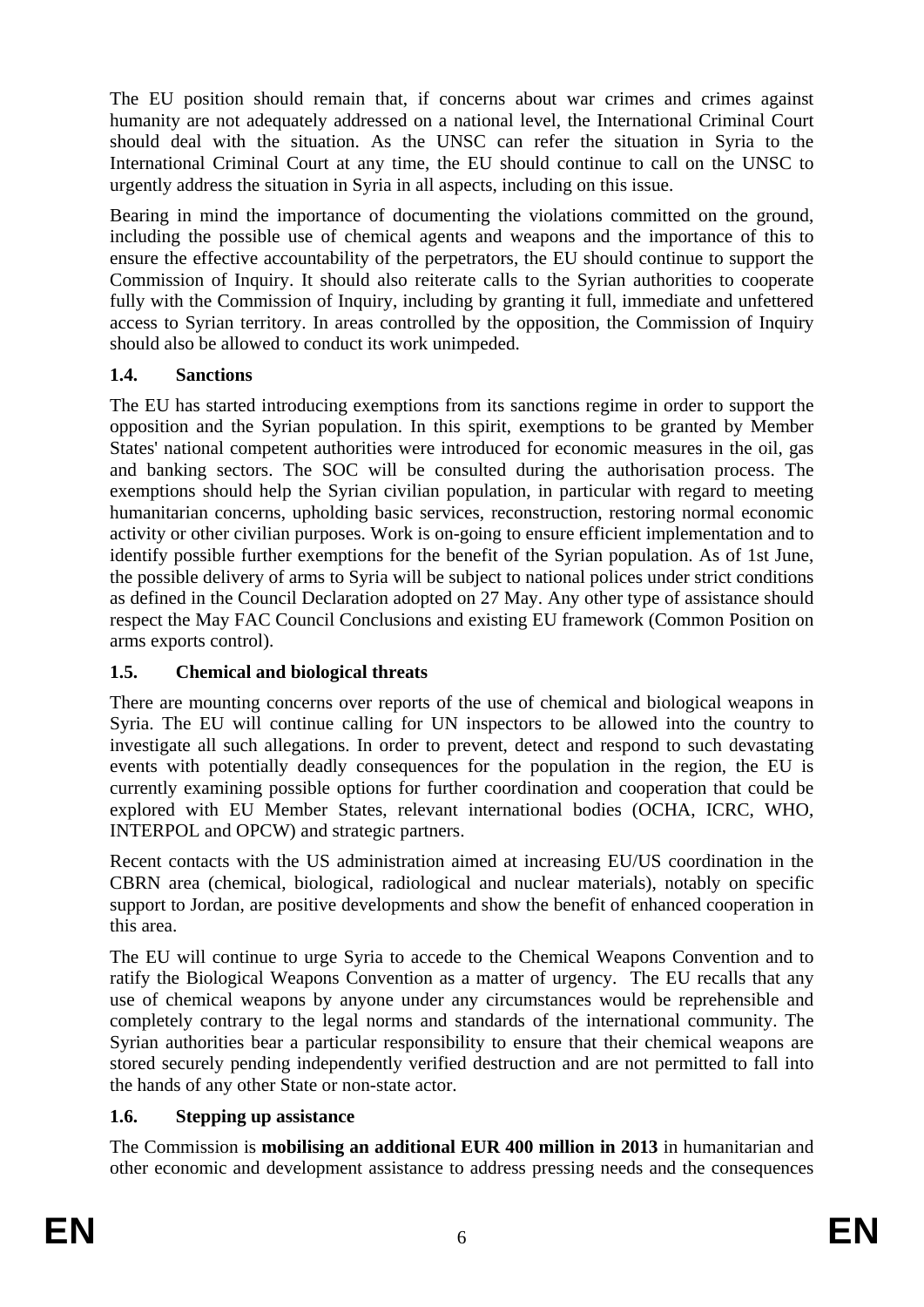The EU position should remain that, if concerns about war crimes and crimes against humanity are not adequately addressed on a national level, the International Criminal Court should deal with the situation. As the UNSC can refer the situation in Syria to the International Criminal Court at any time, the EU should continue to call on the UNSC to urgently address the situation in Syria in all aspects, including on this issue.

Bearing in mind the importance of documenting the violations committed on the ground, including the possible use of chemical agents and weapons and the importance of this to ensure the effective accountability of the perpetrators, the EU should continue to support the Commission of Inquiry. It should also reiterate calls to the Syrian authorities to cooperate fully with the Commission of Inquiry, including by granting it full, immediate and unfettered access to Syrian territory. In areas controlled by the opposition, the Commission of Inquiry should also be allowed to conduct its work unimpeded.

### 1.4. Sanctions

The EU has started introducing exemptions from its sanctions regime in order to support the opposition and the Syrian population. In this spirit, exemptions to be granted by Member States' national competent authorities were introduced for economic measures in the oil, gas and banking sectors. The SOC will be consulted during the authorisation process. The exemptions should help the Syrian civilian population, in particular with regard to meeting humanitarian concerns, upholding basic services, reconstruction, restoring normal economic activity or other civilian purposes. Work is on-going to ensure efficient implementation and to identify possible further exemptions for the benefit of the Syrian population. As of 1st June, the possible delivery of arms to Syria will be subject to national polices under strict conditions as defined in the Council Declaration adopted on 27 May. Any other type of assistance should respect the May FAC Council Conclusions and existing EU framework (Common Position on arms exports control).

### 1.5. Chemical and biological threats

There are mounting concerns over reports of the use of chemical and biological weapons in Syria. The EU will continue calling for UN inspectors to be allowed into the country to investigate all such allegations. In order to prevent, detect and respond to such devastating events with potentially deadly consequences for the population in the region, the EU is currently examining possible options for further coordination and cooperation that could be explored with EU Member States, relevant international bodies (OCHA, ICRC, WHO, INTERPOL and OPCW) and strategic partners.

Recent contacts with the US administration aimed at increasing EU/US coordination in the CBRN area (chemical, biological, radiological and nuclear materials), notably on specific support to Jordan, are positive developments and show the benefit of enhanced cooperation in this area.

The EU will continue to urge Syria to accede to the Chemical Weapons Convention and to ratify the Biological Weapons Convention as a matter of urgency. The EU recalls that any use of chemical weapons by anyone under any circumstances would be reprehensible and completely contrary to the legal norms and standards of the international community. The Syrian authorities bear a particular responsibility to ensure that their chemical weapons are stored securely pending independently verified destruction and are not permitted to fall into the hands of any other State or non-state actor.

### 1.6. Stepping up assistance

The Commission is **mobilising an additional EUR 400 million in 2013** in humanitarian and other economic and development assistance to address pressing needs and the consequences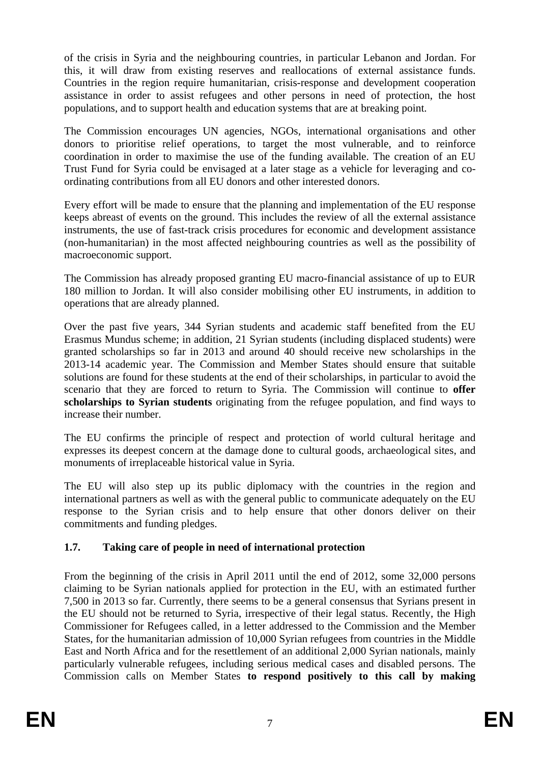of the crisis in Syria and the neighbouring countries, in particular Lebanon and Jordan. For this, it will draw from existing reserves and reallocations of external assistance funds. Countries in the region require humanitarian, crisis-response and development cooperation assistance in order to assist refugees and other persons in need of protection, the host populations, and to support health and education systems that are at breaking point.

The Commission encourages UN agencies, NGOs, international organisations and other donors to prioritise relief operations, to target the most vulnerable, and to reinforce coordination in order to maximise the use of the funding available. The creation of an EU Trust Fund for Syria could be envisaged at a later stage as a vehicle for leveraging and co-ordinating contributions from all EU donors and other interested donors.

Every effort will be made to ensure that the planning and implementation of the EU response keeps abreast of events on the ground. This includes the review of all the external assistance instruments, the use of fast-track crisis procedures for economic and development assistance (non-humanitarian) in the most affected neighbouring countries as well as the possibility of macroeconomic support.

The Commission has already proposed granting EU macro-financial assistance of up to EUR 180 million to Jordan. It will also consider mobilising other EU instruments, in addition to operations that are already planned.

Over the past five years, 344 Syrian students and academic staff benefited from the EU Erasmus Mundus scheme; in addition, 21 Syrian students (including displaced students) were granted scholarships so far in 2013 and around 40 should receive new scholarships in the 2013-14 academic year. The Commission and Member States should ensure that suitable solutions are found for these students at the end of their scholarships, in particular to avoid the scenario that they are forced to return to Syria. The Commission will continue to **offer scholarships to Syrian students** originating from the refugee population, and find ways to increase their number.

The EU confirms the principle of respect and protection of world cultural heritage and expresses its deepest concern at the damage done to cultural goods, archaeological sites, and monuments of irreplaceable historical value in Syria.

The EU will also step up its public diplomacy with the countries in the region and international partners as well as with the general public to communicate adequately on the EU response to the Syrian crisis and to help ensure that other donors deliver on their commitments and funding pledges.

### 1.7. Taking care of people in need of international protection

From the beginning of the crisis in April 2011 until the end of 2012, some 32,000 persons claiming to be Syrian nationals applied for protection in the EU, with an estimated further 7,500 in 2013 so far. Currently, there seems to be a general consensus that Syrians present in the EU should not be returned to Syria, irrespective of their legal status. Recently, the High Commissioner for Refugees called, in a letter addressed to the Commission and the Member States, for the humanitarian admission of 10,000 Syrian refugees from countries in the Middle East and North Africa and for the resettlement of an additional 2,000 Syrian nationals, mainly particularly vulnerable refugees, including serious medical cases and disabled persons. The Commission calls on Member States **to respond positively to this call by making**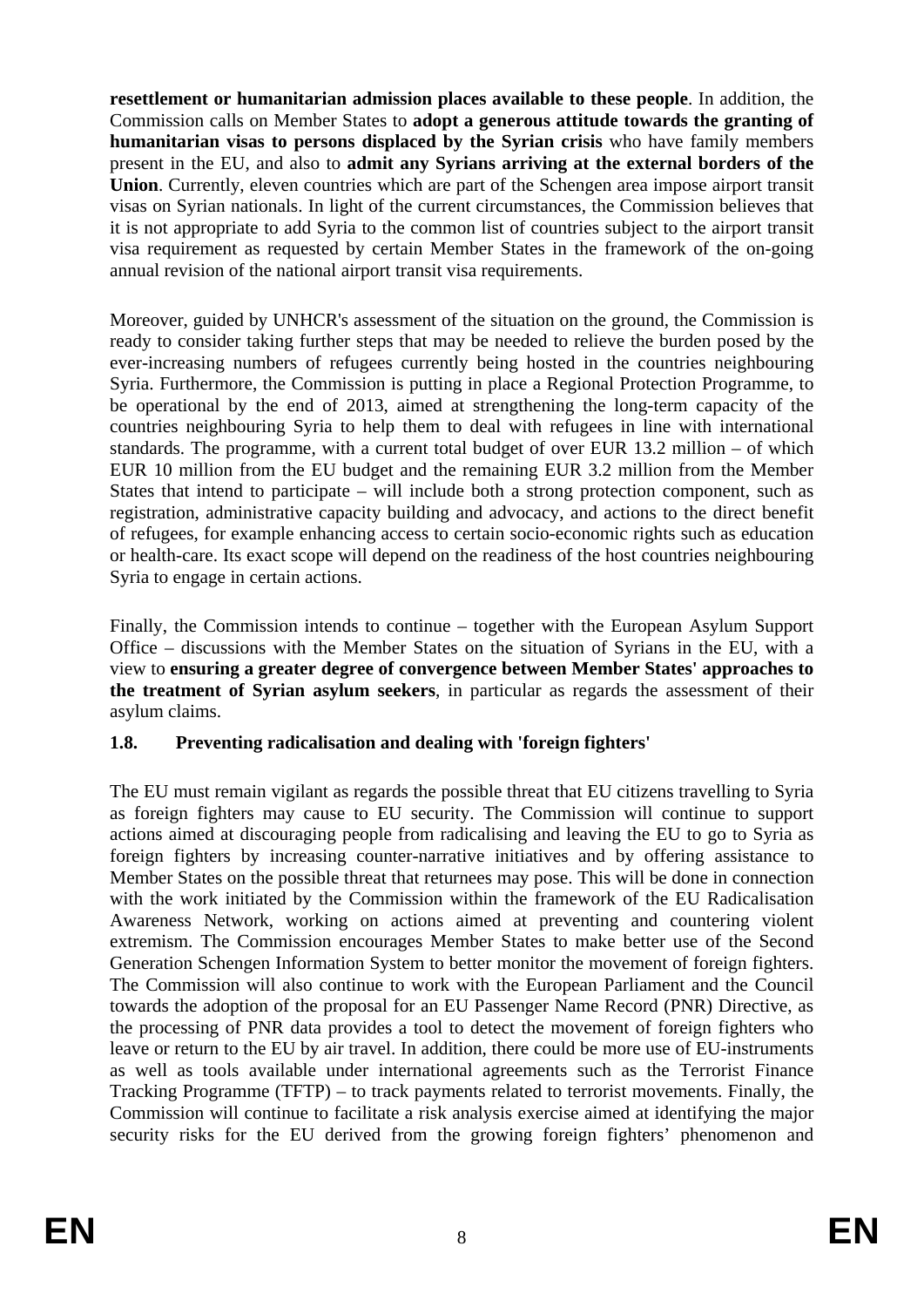**resettlement or humanitarian admission places available to these people**. In addition, the Commission calls on Member States to **adopt a generous attitude towards the granting of humanitarian visas to persons displaced by the Syrian crisis** who have family members present in the EU, and also to **admit any Syrians arriving at the external borders of the Union**. Currently, eleven countries which are part of the Schengen area impose airport transit visas on Syrian nationals. In light of the current circumstances, the Commission believes that it is not appropriate to add Syria to the common list of countries subject to the airport transit visa requirement as requested by certain Member States in the framework of the on-going annual revision of the national airport transit visa requirements.

Moreover, guided by UNHCR's assessment of the situation on the ground, the Commission is ready to consider taking further steps that may be needed to relieve the burden posed by the ever-increasing numbers of refugees currently being hosted in the countries neighbouring Syria. Furthermore, the Commission is putting in place a Regional Protection Programme, to be operational by the end of 2013, aimed at strengthening the long-term capacity of the countries neighbouring Syria to help them to deal with refugees in line with international standards. The programme, with a current total budget of over EUR 13.2 million – of which EUR 10 million from the EU budget and the remaining EUR 3.2 million from the Member States that intend to participate – will include both a strong protection component, such as registration, administrative capacity building and advocacy, and actions to the direct benefit of refugees, for example enhancing access to certain socio-economic rights such as education or health-care. Its exact scope will depend on the readiness of the host countries neighbouring Syria to engage in certain actions.

Finally, the Commission intends to continue – together with the European Asylum Support Office – discussions with the Member States on the situation of Syrians in the EU, with a view to **ensuring a greater degree of convergence between Member States' approaches to the treatment of Syrian asylum seekers**, in particular as regards the assessment of their asylum claims.

### 1.8. Preventing radicalisation and dealing with 'foreign fighters'

The EU must remain vigilant as regards the possible threat that EU citizens travelling to Syria as foreign fighters may cause to EU security. The Commission will continue to support actions aimed at discouraging people from radicalising and leaving the EU to go to Syria as foreign fighters by increasing counter-narrative initiatives and by offering assistance to Member States on the possible threat that returnees may pose. This will be done in connection with the work initiated by the Commission within the framework of the EU Radicalisation Awareness Network, working on actions aimed at preventing and countering violent extremism. The Commission encourages Member States to make better use of the Second Generation Schengen Information System to better monitor the movement of foreign fighters. The Commission will also continue to work with the European Parliament and the Council towards the adoption of the proposal for an EU Passenger Name Record (PNR) Directive, as the processing of PNR data provides a tool to detect the movement of foreign fighters who leave or return to the EU by air travel. In addition, there could be more use of EU-instruments as well as tools available under international agreements such as the Terrorist Finance Tracking Programme (TFTP) – to track payments related to terrorist movements. Finally, the Commission will continue to facilitate a risk analysis exercise aimed at identifying the major security risks for the EU derived from the growing foreign fighters' phenomenon and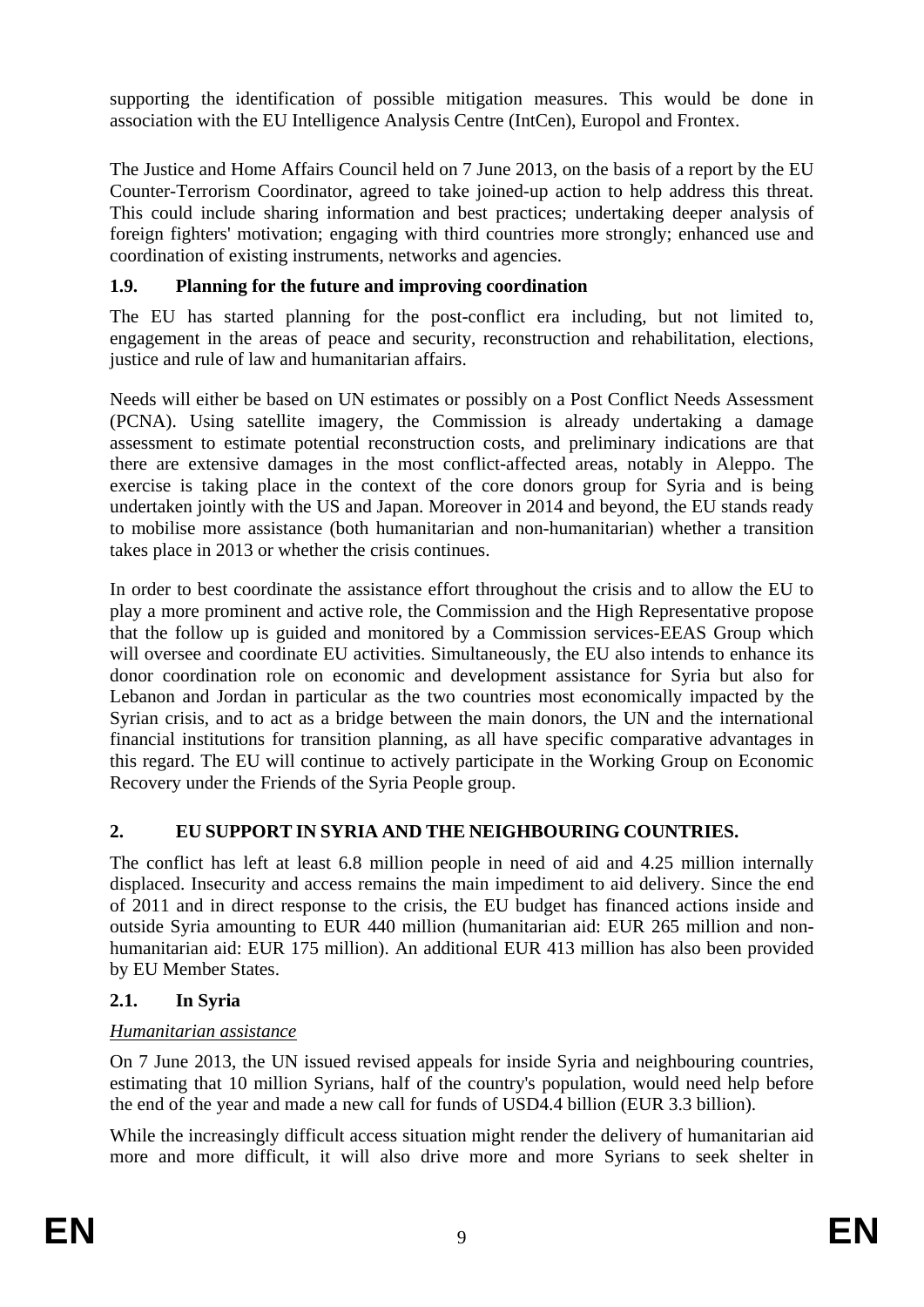supporting the identification of possible mitigation measures. This would be done in association with the EU Intelligence Analysis Centre (IntCen), Europol and Frontex.

The Justice and Home Affairs Council held on 7 June 2013, on the basis of a report by the EU Counter-Terrorism Coordinator, agreed to take joined-up action to help address this threat. This could include sharing information and best practices; undertaking deeper analysis of foreign fighters' motivation; engaging with third countries more strongly; enhanced use and coordination of existing instruments, networks and agencies.

### 1.9. Planning for the future and improving coordination

The EU has started planning for the post-conflict era including, but not limited to, engagement in the areas of peace and security, reconstruction and rehabilitation, elections, justice and rule of law and humanitarian affairs.

Needs will either be based on UN estimates or possibly on a Post Conflict Needs Assessment (PCNA). Using satellite imagery, the Commission is already undertaking a damage assessment to estimate potential reconstruction costs, and preliminary indications are that there are extensive damages in the most conflict-affected areas, notably in Aleppo. The exercise is taking place in the context of the core donors group for Syria and is being undertaken jointly with the US and Japan. Moreover in 2014 and beyond, the EU stands ready to mobilise more assistance (both humanitarian and non-humanitarian) whether a transition takes place in 2013 or whether the crisis continues.

In order to best coordinate the assistance effort throughout the crisis and to allow the EU to play a more prominent and active role, the Commission and the High Representative propose that the follow up is guided and monitored by a Commission services-EEAS Group which will oversee and coordinate EU activities. Simultaneously, the EU also intends to enhance its donor coordination role on economic and development assistance for Syria but also for Lebanon and Jordan in particular as the two countries most economically impacted by the Syrian crisis, and to act as a bridge between the main donors, the UN and the international financial institutions for transition planning, as all have specific comparative advantages in this regard. The EU will continue to actively participate in the Working Group on Economic Recovery under the Friends of the Syria People group.

## 2. EU SUPPORT IN SYRIA AND THE NEIGHBOURING COUNTRIES.

The conflict has left at least 6.8 million people in need of aid and 4.25 million internally displaced. Insecurity and access remains the main impediment to aid delivery. Since the end of 2011 and in direct response to the crisis, the EU budget has financed actions inside and outside Syria amounting to EUR 440 million (humanitarian aid: EUR 265 million and non-humanitarian aid: EUR 175 million). An additional EUR 413 million has also been provided by EU Member States.

### 2.1. In Syria

*Humanitarian assistance*

On 7 June 2013, the UN issued revised appeals for inside Syria and neighbouring countries, estimating that 10 million Syrians, half of the country's population, would need help before the end of the year and made a new call for funds of USD4.4 billion (EUR 3.3 billion).

While the increasingly difficult access situation might render the delivery of humanitarian aid more and more difficult, it will also drive more and more Syrians to seek shelter in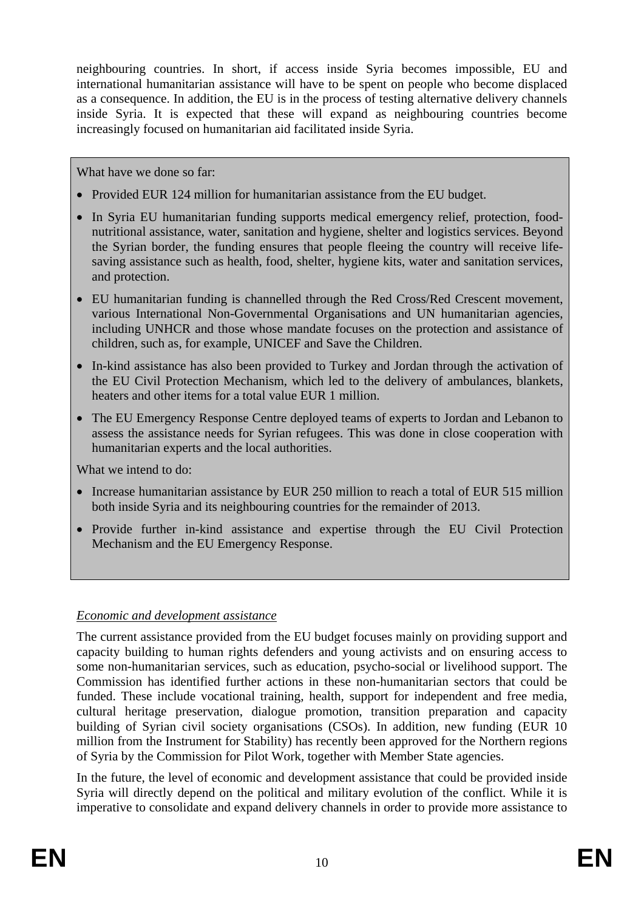neighbouring countries. In short, if access inside Syria becomes impossible, EU and international humanitarian assistance will have to be spent on people who become displaced as a consequence. In addition, the EU is in the process of testing alternative delivery channels inside Syria. It is expected that these will expand as neighbouring countries become increasingly focused on humanitarian aid facilitated inside Syria.

What have we done so far:

- Provided EUR 124 million for humanitarian assistance from the EU budget.
- In Syria EU humanitarian funding supports medical emergency relief, protection, food-nutritional assistance, water, sanitation and hygiene, shelter and logistics services. Beyond the Syrian border, the funding ensures that people fleeing the country will receive life-saving assistance such as health, food, shelter, hygiene kits, water and sanitation services, and protection.
- EU humanitarian funding is channelled through the Red Cross/Red Crescent movement, various International Non-Governmental Organisations and UN humanitarian agencies, including UNHCR and those whose mandate focuses on the protection and assistance of children, such as, for example, UNICEF and Save the Children.
- In-kind assistance has also been provided to Turkey and Jordan through the activation of the EU Civil Protection Mechanism, which led to the delivery of ambulances, blankets, heaters and other items for a total value EUR 1 million.
- The EU Emergency Response Centre deployed teams of experts to Jordan and Lebanon to assess the assistance needs for Syrian refugees. This was done in close cooperation with humanitarian experts and the local authorities.

What we intend to do:

- Increase humanitarian assistance by EUR 250 million to reach a total of EUR 515 million both inside Syria and its neighbouring countries for the remainder of 2013.
- Provide further in-kind assistance and expertise through the EU Civil Protection Mechanism and the EU Emergency Response.

*Economic and development assistance*

The current assistance provided from the EU budget focuses mainly on providing support and capacity building to human rights defenders and young activists and on ensuring access to some non-humanitarian services, such as education, psycho-social or livelihood support. The Commission has identified further actions in these non-humanitarian sectors that could be funded. These include vocational training, health, support for independent and free media, cultural heritage preservation, dialogue promotion, transition preparation and capacity building of Syrian civil society organisations (CSOs). In addition, new funding (EUR 10 million from the Instrument for Stability) has recently been approved for the Northern regions of Syria by the Commission for Pilot Work, together with Member State agencies.

In the future, the level of economic and development assistance that could be provided inside Syria will directly depend on the political and military evolution of the conflict. While it is imperative to consolidate and expand delivery channels in order to provide more assistance to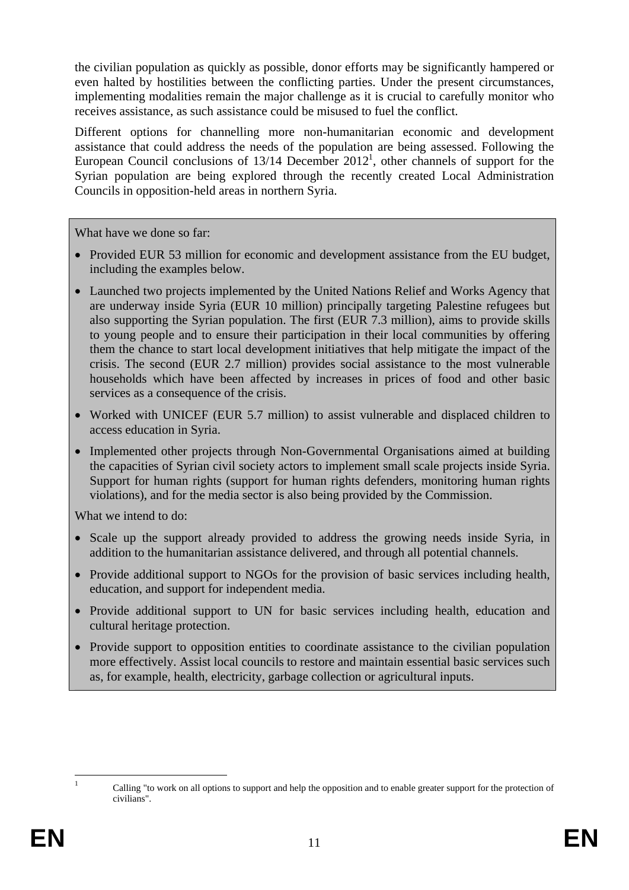the civilian population as quickly as possible, donor efforts may be significantly hampered or even halted by hostilities between the conflicting parties. Under the present circumstances, implementing modalities remain the major challenge as it is crucial to carefully monitor who receives assistance, as such assistance could be misused to fuel the conflict.

Different options for channelling more non-humanitarian economic and development assistance that could address the needs of the population are being assessed. Following the European Council conclusions of 13/14 December 2012[1], other channels of support for the Syrian population are being explored through the recently created Local Administration Councils in opposition-held areas in northern Syria.

What have we done so far:

- Provided EUR 53 million for economic and development assistance from the EU budget, including the examples below.
- Launched two projects implemented by the United Nations Relief and Works Agency that are underway inside Syria (EUR 10 million) principally targeting Palestine refugees but also supporting the Syrian population. The first (EUR 7.3 million), aims to provide skills to young people and to ensure their participation in their local communities by offering them the chance to start local development initiatives that help mitigate the impact of the crisis. The second (EUR 2.7 million) provides social assistance to the most vulnerable households which have been affected by increases in prices of food and other basic services as a consequence of the crisis.
- Worked with UNICEF (EUR 5.7 million) to assist vulnerable and displaced children to access education in Syria.
- Implemented other projects through Non-Governmental Organisations aimed at building the capacities of Syrian civil society actors to implement small scale projects inside Syria. Support for human rights (support for human rights defenders, monitoring human rights violations), and for the media sector is also being provided by the Commission.

What we intend to do:

- Scale up the support already provided to address the growing needs inside Syria, in addition to the humanitarian assistance delivered, and through all potential channels.
- Provide additional support to NGOs for the provision of basic services including health, education, and support for independent media.
- Provide additional support to UN for basic services including health, education and cultural heritage protection.
- Provide support to opposition entities to coordinate assistance to the civilian population more effectively. Assist local councils to restore and maintain essential basic services such as, for example, health, electricity, garbage collection or agricultural inputs.

[1] Calling "to work on all options to support and help the opposition and to enable greater support for the protection of civilians".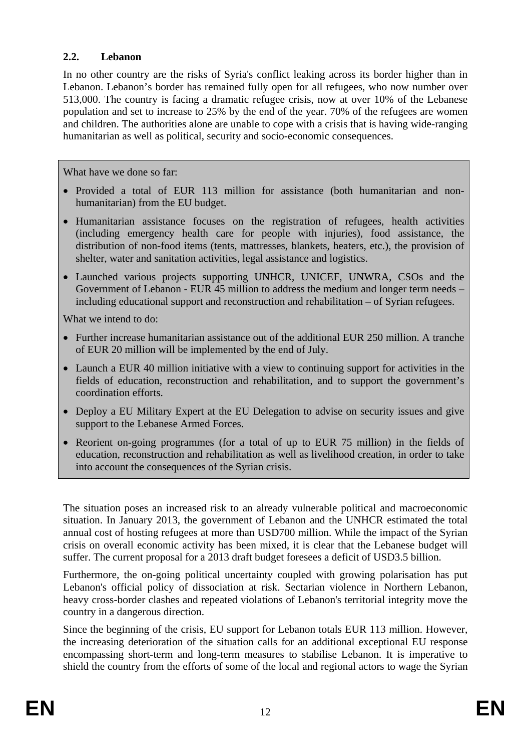## 2.2. Lebanon

In no other country are the risks of Syria's conflict leaking across its border higher than in Lebanon. Lebanon's border has remained fully open for all refugees, who now number over 513,000. The country is facing a dramatic refugee crisis, now at over 10% of the Lebanese population and set to increase to 25% by the end of the year. 70% of the refugees are women and children. The authorities alone are unable to cope with a crisis that is having wide-ranging humanitarian as well as political, security and socio-economic consequences.

What have we done so far:

- Provided a total of EUR 113 million for assistance (both humanitarian and non-humanitarian) from the EU budget.
- Humanitarian assistance focuses on the registration of refugees, health activities (including emergency health care for people with injuries), food assistance, the distribution of non-food items (tents, mattresses, blankets, heaters, etc.), the provision of shelter, water and sanitation activities, legal assistance and logistics.
- Launched various projects supporting UNHCR, UNICEF, UNWRA, CSOs and the Government of Lebanon - EUR 45 million to address the medium and longer term needs – including educational support and reconstruction and rehabilitation – of Syrian refugees.

What we intend to do:

- Further increase humanitarian assistance out of the additional EUR 250 million. A tranche of EUR 20 million will be implemented by the end of July.
- Launch a EUR 40 million initiative with a view to continuing support for activities in the fields of education, reconstruction and rehabilitation, and to support the government's coordination efforts.
- Deploy a EU Military Expert at the EU Delegation to advise on security issues and give support to the Lebanese Armed Forces.
- Reorient on-going programmes (for a total of up to EUR 75 million) in the fields of education, reconstruction and rehabilitation as well as livelihood creation, in order to take into account the consequences of the Syrian crisis.

The situation poses an increased risk to an already vulnerable political and macroeconomic situation. In January 2013, the government of Lebanon and the UNHCR estimated the total annual cost of hosting refugees at more than USD700 million. While the impact of the Syrian crisis on overall economic activity has been mixed, it is clear that the Lebanese budget will suffer. The current proposal for a 2013 draft budget foresees a deficit of USD3.5 billion.

Furthermore, the on-going political uncertainty coupled with growing polarisation has put Lebanon's official policy of dissociation at risk. Sectarian violence in Northern Lebanon, heavy cross-border clashes and repeated violations of Lebanon's territorial integrity move the country in a dangerous direction.

Since the beginning of the crisis, EU support for Lebanon totals EUR 113 million. However, the increasing deterioration of the situation calls for an additional exceptional EU response encompassing short-term and long-term measures to stabilise Lebanon. It is imperative to shield the country from the efforts of some of the local and regional actors to wage the Syrian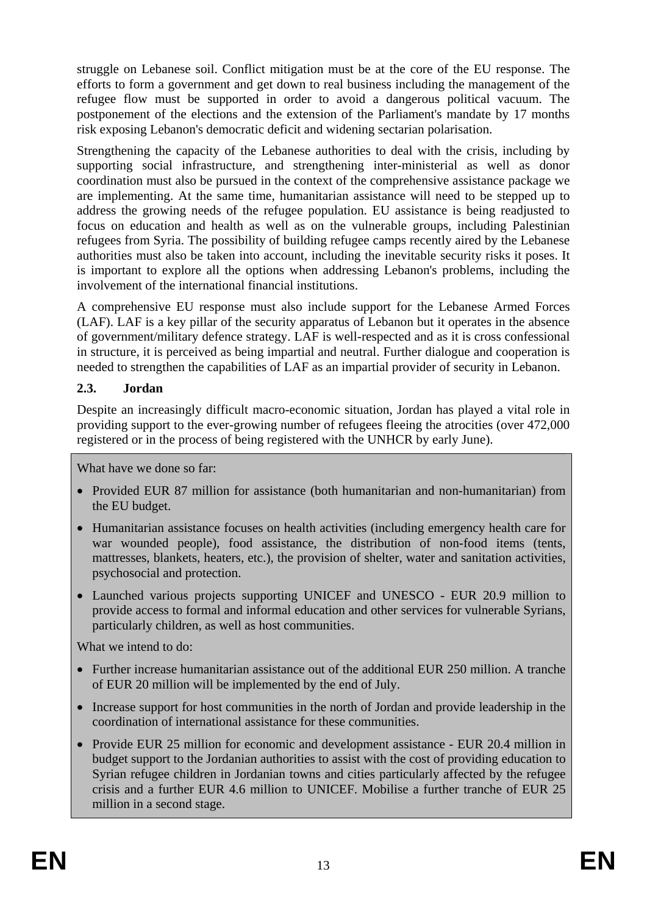struggle on Lebanese soil. Conflict mitigation must be at the core of the EU response. The efforts to form a government and get down to real business including the management of the refugee flow must be supported in order to avoid a dangerous political vacuum. The postponement of the elections and the extension of the Parliament's mandate by 17 months risk exposing Lebanon's democratic deficit and widening sectarian polarisation.

Strengthening the capacity of the Lebanese authorities to deal with the crisis, including by supporting social infrastructure, and strengthening inter-ministerial as well as donor coordination must also be pursued in the context of the comprehensive assistance package we are implementing. At the same time, humanitarian assistance will need to be stepped up to address the growing needs of the refugee population. EU assistance is being readjusted to focus on education and health as well as on the vulnerable groups, including Palestinian refugees from Syria. The possibility of building refugee camps recently aired by the Lebanese authorities must also be taken into account, including the inevitable security risks it poses. It is important to explore all the options when addressing Lebanon's problems, including the involvement of the international financial institutions.

A comprehensive EU response must also include support for the Lebanese Armed Forces (LAF). LAF is a key pillar of the security apparatus of Lebanon but it operates in the absence of government/military defence strategy. LAF is well-respected and as it is cross confessional in structure, it is perceived as being impartial and neutral. Further dialogue and cooperation is needed to strengthen the capabilities of LAF as an impartial provider of security in Lebanon.

### 2.3. Jordan

Despite an increasingly difficult macro-economic situation, Jordan has played a vital role in providing support to the ever-growing number of refugees fleeing the atrocities (over 472,000 registered or in the process of being registered with the UNHCR by early June).

What have we done so far:

- Provided EUR 87 million for assistance (both humanitarian and non-humanitarian) from the EU budget.
- Humanitarian assistance focuses on health activities (including emergency health care for war wounded people), food assistance, the distribution of non-food items (tents, mattresses, blankets, heaters, etc.), the provision of shelter, water and sanitation activities, psychosocial and protection.
- Launched various projects supporting UNICEF and UNESCO - EUR 20.9 million to provide access to formal and informal education and other services for vulnerable Syrians, particularly children, as well as host communities.

What we intend to do:

- Further increase humanitarian assistance out of the additional EUR 250 million. A tranche of EUR 20 million will be implemented by the end of July.
- Increase support for host communities in the north of Jordan and provide leadership in the coordination of international assistance for these communities.
- Provide EUR 25 million for economic and development assistance - EUR 20.4 million in budget support to the Jordanian authorities to assist with the cost of providing education to Syrian refugee children in Jordanian towns and cities particularly affected by the refugee crisis and a further EUR 4.6 million to UNICEF. Mobilise a further tranche of EUR 25 million in a second stage.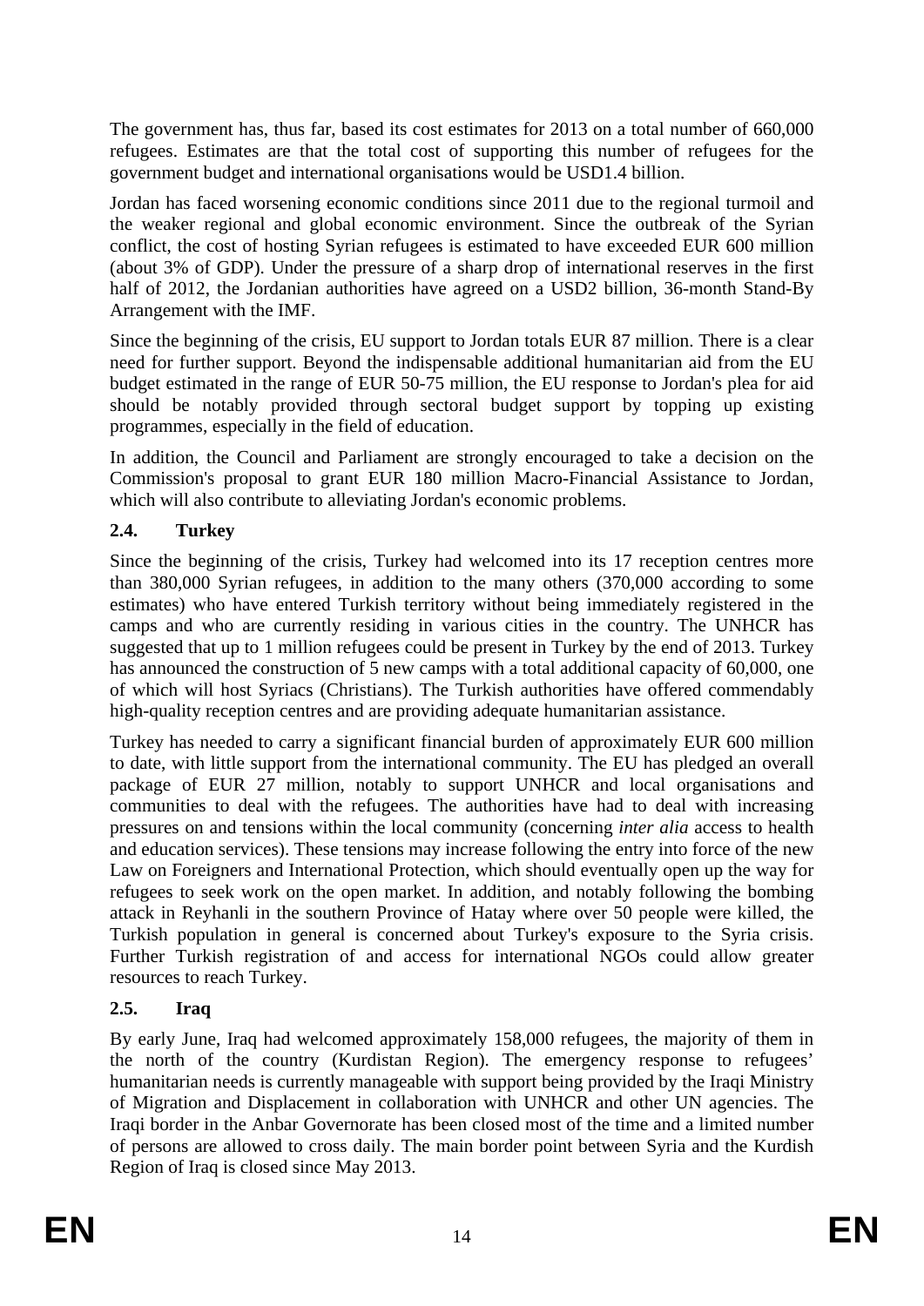The government has, thus far, based its cost estimates for 2013 on a total number of 660,000 refugees. Estimates are that the total cost of supporting this number of refugees for the government budget and international organisations would be USD1.4 billion.

Jordan has faced worsening economic conditions since 2011 due to the regional turmoil and the weaker regional and global economic environment. Since the outbreak of the Syrian conflict, the cost of hosting Syrian refugees is estimated to have exceeded EUR 600 million (about 3% of GDP). Under the pressure of a sharp drop of international reserves in the first half of 2012, the Jordanian authorities have agreed on a USD2 billion, 36-month Stand-By Arrangement with the IMF.

Since the beginning of the crisis, EU support to Jordan totals EUR 87 million. There is a clear need for further support. Beyond the indispensable additional humanitarian aid from the EU budget estimated in the range of EUR 50-75 million, the EU response to Jordan's plea for aid should be notably provided through sectoral budget support by topping up existing programmes, especially in the field of education.

In addition, the Council and Parliament are strongly encouraged to take a decision on the Commission's proposal to grant EUR 180 million Macro-Financial Assistance to Jordan, which will also contribute to alleviating Jordan's economic problems.

### 2.4. Turkey

Since the beginning of the crisis, Turkey had welcomed into its 17 reception centres more than 380,000 Syrian refugees, in addition to the many others (370,000 according to some estimates) who have entered Turkish territory without being immediately registered in the camps and who are currently residing in various cities in the country. The UNHCR has suggested that up to 1 million refugees could be present in Turkey by the end of 2013. Turkey has announced the construction of 5 new camps with a total additional capacity of 60,000, one of which will host Syriacs (Christians). The Turkish authorities have offered commendably high-quality reception centres and are providing adequate humanitarian assistance.

Turkey has needed to carry a significant financial burden of approximately EUR 600 million to date, with little support from the international community. The EU has pledged an overall package of EUR 27 million, notably to support UNHCR and local organisations and communities to deal with the refugees. The authorities have had to deal with increasing pressures on and tensions within the local community (concerning *inter alia* access to health and education services). These tensions may increase following the entry into force of the new Law on Foreigners and International Protection, which should eventually open up the way for refugees to seek work on the open market. In addition, and notably following the bombing attack in Reyhanli in the southern Province of Hatay where over 50 people were killed, the Turkish population in general is concerned about Turkey's exposure to the Syria crisis. Further Turkish registration of and access for international NGOs could allow greater resources to reach Turkey.

### 2.5. Iraq

By early June, Iraq had welcomed approximately 158,000 refugees, the majority of them in the north of the country (Kurdistan Region). The emergency response to refugees' humanitarian needs is currently manageable with support being provided by the Iraqi Ministry of Migration and Displacement in collaboration with UNHCR and other UN agencies. The Iraqi border in the Anbar Governorate has been closed most of the time and a limited number of persons are allowed to cross daily. The main border point between Syria and the Kurdish Region of Iraq is closed since May 2013.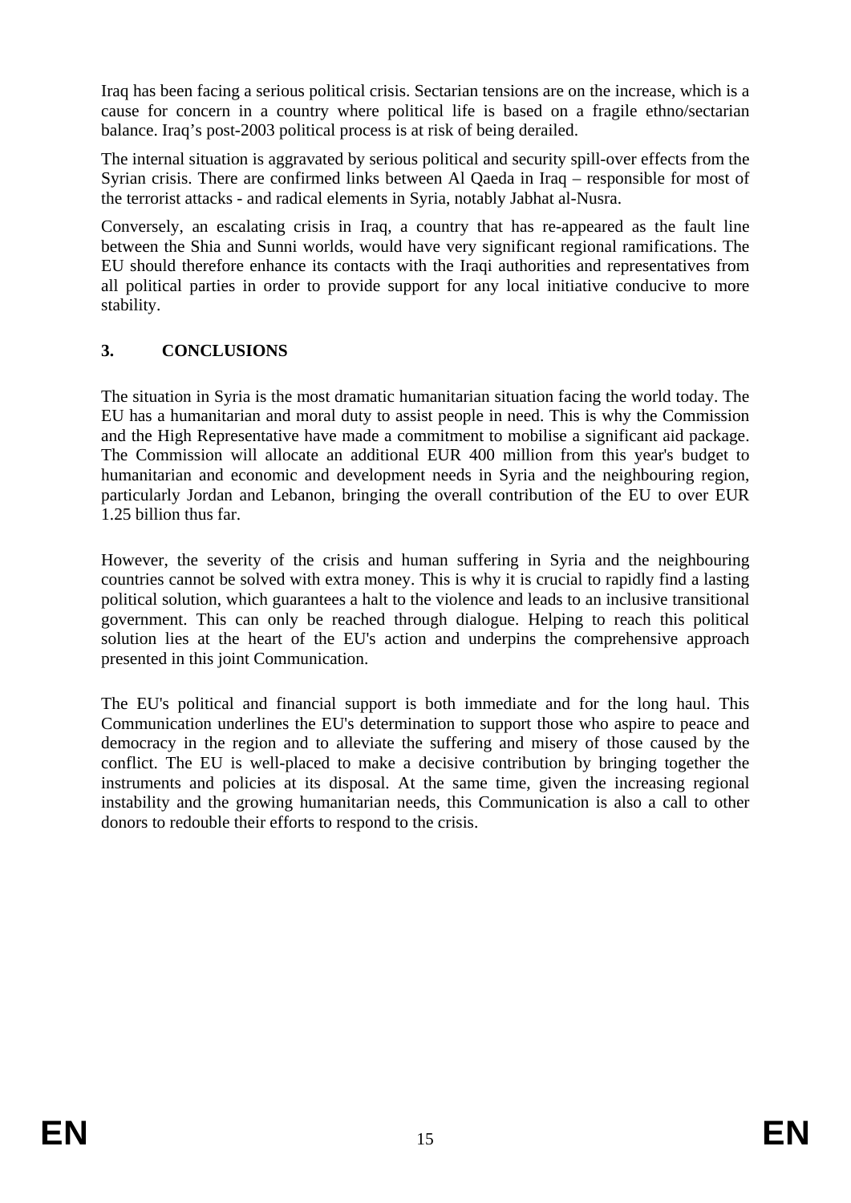Iraq has been facing a serious political crisis. Sectarian tensions are on the increase, which is a cause for concern in a country where political life is based on a fragile ethno/sectarian balance. Iraq's post-2003 political process is at risk of being derailed.

The internal situation is aggravated by serious political and security spill-over effects from the Syrian crisis. There are confirmed links between Al Qaeda in Iraq – responsible for most of the terrorist attacks - and radical elements in Syria, notably Jabhat al-Nusra.

Conversely, an escalating crisis in Iraq, a country that has re-appeared as the fault line between the Shia and Sunni worlds, would have very significant regional ramifications. The EU should therefore enhance its contacts with the Iraqi authorities and representatives from all political parties in order to provide support for any local initiative conducive to more stability.

## 3. CONCLUSIONS

The situation in Syria is the most dramatic humanitarian situation facing the world today. The EU has a humanitarian and moral duty to assist people in need. This is why the Commission and the High Representative have made a commitment to mobilise a significant aid package. The Commission will allocate an additional EUR 400 million from this year's budget to humanitarian and economic and development needs in Syria and the neighbouring region, particularly Jordan and Lebanon, bringing the overall contribution of the EU to over EUR 1.25 billion thus far.

However, the severity of the crisis and human suffering in Syria and the neighbouring countries cannot be solved with extra money. This is why it is crucial to rapidly find a lasting political solution, which guarantees a halt to the violence and leads to an inclusive transitional government. This can only be reached through dialogue. Helping to reach this political solution lies at the heart of the EU's action and underpins the comprehensive approach presented in this joint Communication.

The EU's political and financial support is both immediate and for the long haul. This Communication underlines the EU's determination to support those who aspire to peace and democracy in the region and to alleviate the suffering and misery of those caused by the conflict. The EU is well-placed to make a decisive contribution by bringing together the instruments and policies at its disposal. At the same time, given the increasing regional instability and the growing humanitarian needs, this Communication is also a call to other donors to redouble their efforts to respond to the crisis.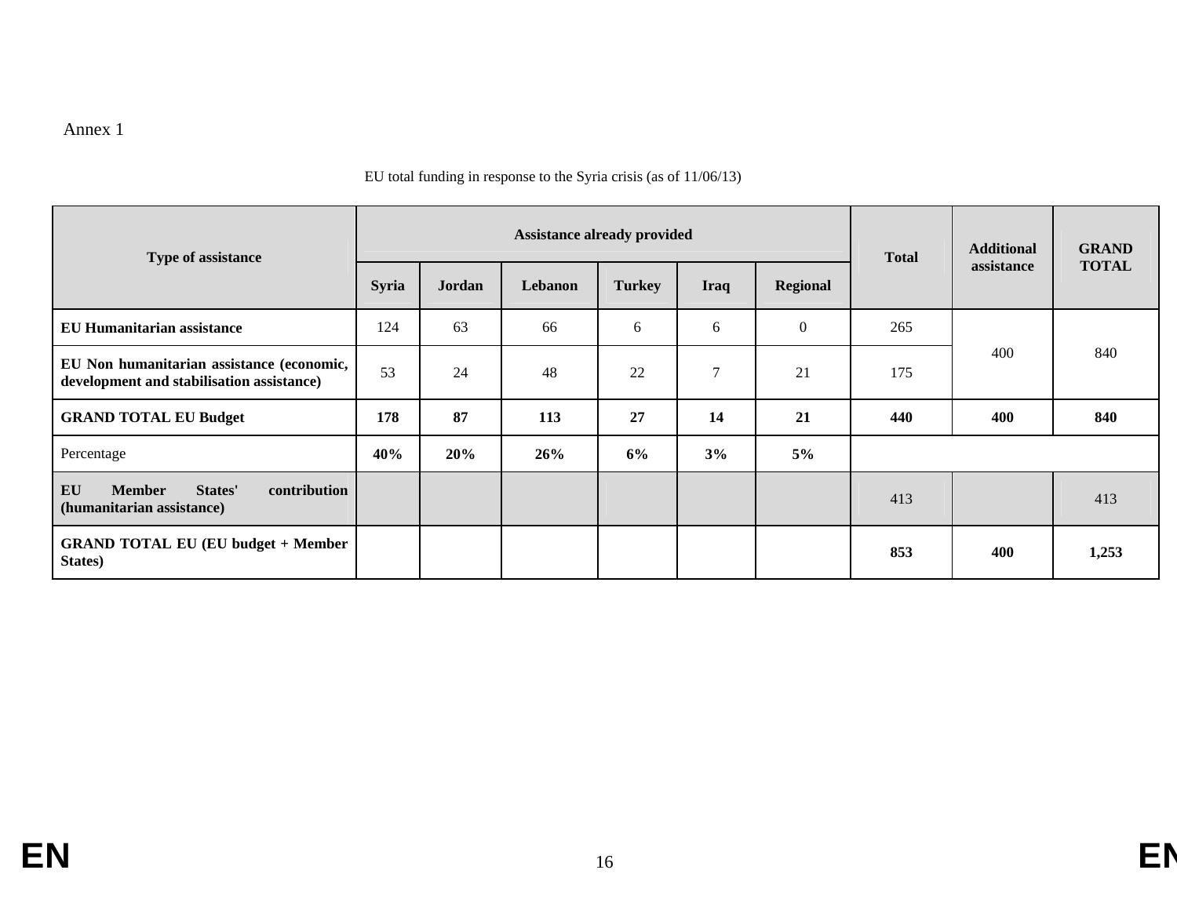Annex 1

EU total funding in response to the Syria crisis (as of 11/06/13)

| Type of assistance | Assistance already provided | | | | | | Total | Additional assistance | GRAND TOTAL |
|---|---|---|---|---|---|---|---|---|---|
| | Syria | Jordan | Lebanon | Turkey | Iraq | Regional | | | |
| **EU Humanitarian assistance** | 124 | 63 | 66 | 6 | 6 | 0 | 265 | 400 | 840 |
| **EU Non humanitarian assistance (economic, development and stabilisation assistance)** | 53 | 24 | 48 | 22 | 7 | 21 | 175 | | |
| **GRAND TOTAL EU Budget** | **178** | **87** | **113** | **27** | **14** | **21** | **440** | **400** | **840** |
| Percentage | **40%** | **20%** | **26%** | **6%** | **3%** | **5%** | | | |
| **EU Member States' contribution (humanitarian assistance)** | | | | | | | 413 | | 413 |
| **GRAND TOTAL EU (EU budget + Member States)** | | | | | | | **853** | **400** | **1,253** |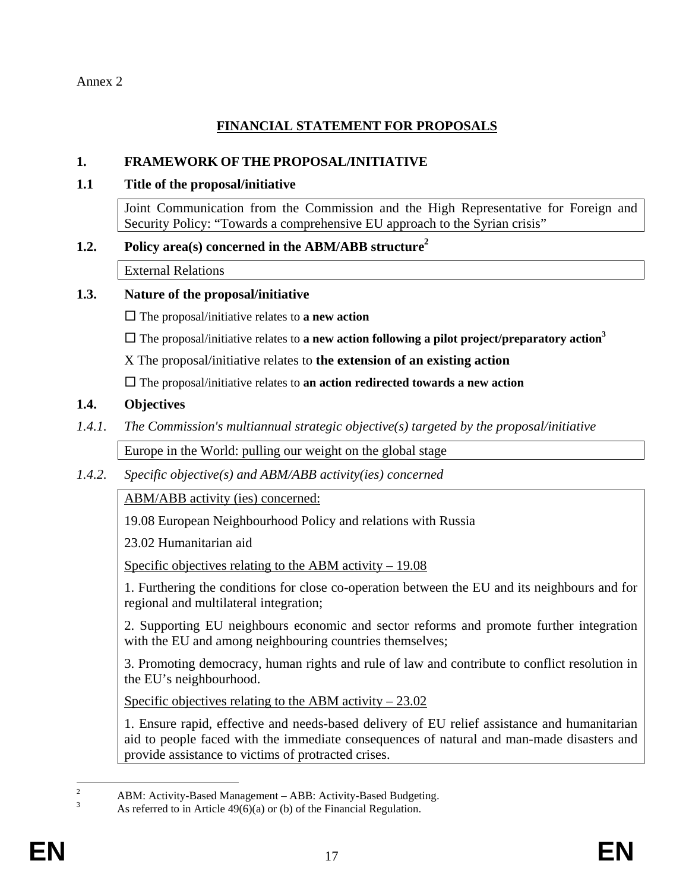Annex 2

# FINANCIAL STATEMENT FOR PROPOSALS

## 1. FRAMEWORK OF THE PROPOSAL/INITIATIVE

### 1.1 Title of the proposal/initiative

Joint Communication from the Commission and the High Representative for Foreign and Security Policy: "Towards a comprehensive EU approach to the Syrian crisis"

### 1.2. Policy area(s) concerned in the ABM/ABB structure[2]

External Relations

### 1.3. Nature of the proposal/initiative

☐ The proposal/initiative relates to **a new action**

☐ The proposal/initiative relates to **a new action following a pilot project/preparatory action**[3]

X The proposal/initiative relates to **the extension of an existing action**

☐ The proposal/initiative relates to **an action redirected towards a new action**

### 1.4. Objectives

*1.4.1. The Commission's multiannual strategic objective(s) targeted by the proposal/initiative*

Europe in the World: pulling our weight on the global stage

*1.4.2. Specific objective(s) and ABM/ABB activity(ies) concerned*

ABM/ABB activity (ies) concerned:

19.08 European Neighbourhood Policy and relations with Russia

23.02 Humanitarian aid

Specific objectives relating to the ABM activity – 19.08

1. Furthering the conditions for close co-operation between the EU and its neighbours and for regional and multilateral integration;

2. Supporting EU neighbours economic and sector reforms and promote further integration with the EU and among neighbouring countries themselves;

3. Promoting democracy, human rights and rule of law and contribute to conflict resolution in the EU's neighbourhood.

Specific objectives relating to the ABM activity – 23.02

1. Ensure rapid, effective and needs-based delivery of EU relief assistance and humanitarian aid to people faced with the immediate consequences of natural and man-made disasters and provide assistance to victims of protracted crises.

---

[2] ABM: Activity-Based Management – ABB: Activity-Based Budgeting.

[3] As referred to in Article 49(6)(a) or (b) of the Financial Regulation.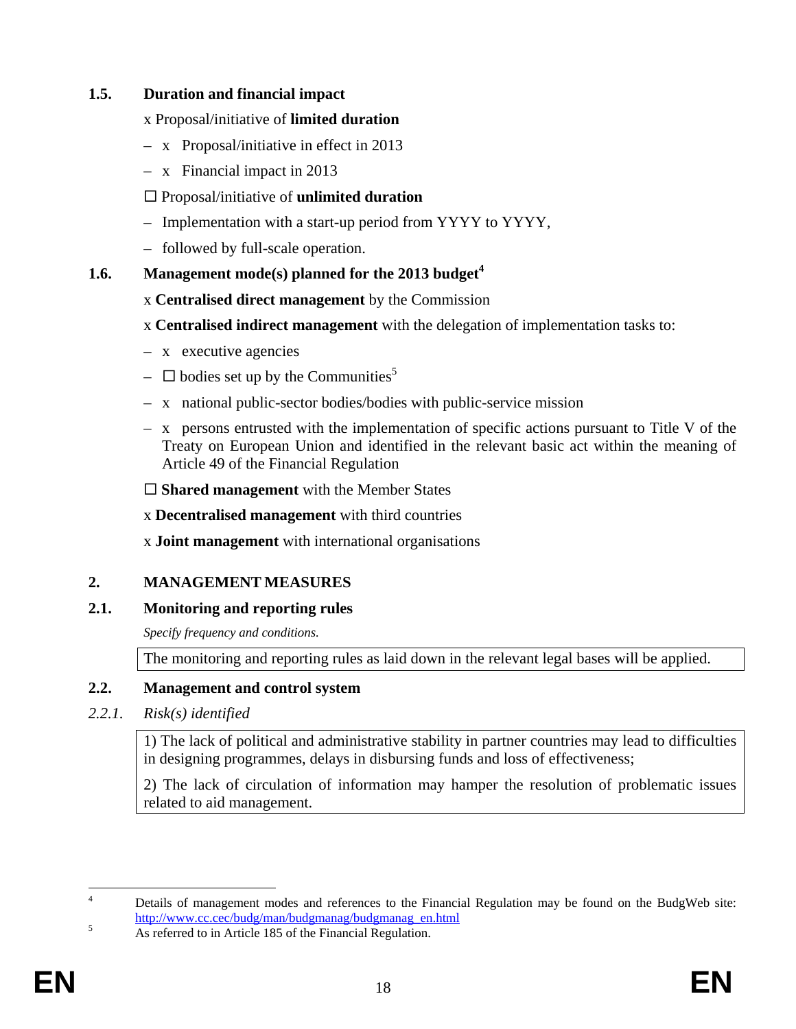### 1.5. Duration and financial impact

x Proposal/initiative of **limited duration**

- x Proposal/initiative in effect in 2013
- x Financial impact in 2013

☐ Proposal/initiative of **unlimited duration**

- Implementation with a start-up period from YYYY to YYYY,
- followed by full-scale operation.

### 1.6. Management mode(s) planned for the 2013 budget[4]

x **Centralised direct management** by the Commission

x **Centralised indirect management** with the delegation of implementation tasks to:

- x executive agencies
- ☐ bodies set up by the Communities[5]
- x national public-sector bodies/bodies with public-service mission
- x persons entrusted with the implementation of specific actions pursuant to Title V of the Treaty on European Union and identified in the relevant basic act within the meaning of Article 49 of the Financial Regulation

☐ **Shared management** with the Member States

x **Decentralised management** with third countries

x **Joint management** with international organisations

## 2. MANAGEMENT MEASURES

### 2.1. Monitoring and reporting rules

*Specify frequency and conditions.*

The monitoring and reporting rules as laid down in the relevant legal bases will be applied.

### 2.2. Management and control system

#### *2.2.1. Risk(s) identified*

1) The lack of political and administrative stability in partner countries may lead to difficulties in designing programmes, delays in disbursing funds and loss of effectiveness;

2) The lack of circulation of information may hamper the resolution of problematic issues related to aid management.

---

[4] Details of management modes and references to the Financial Regulation may be found on the BudgWeb site: http://www.cc.cec/budg/man/budgmanag/budgmanag_en.html

[5] As referred to in Article 185 of the Financial Regulation.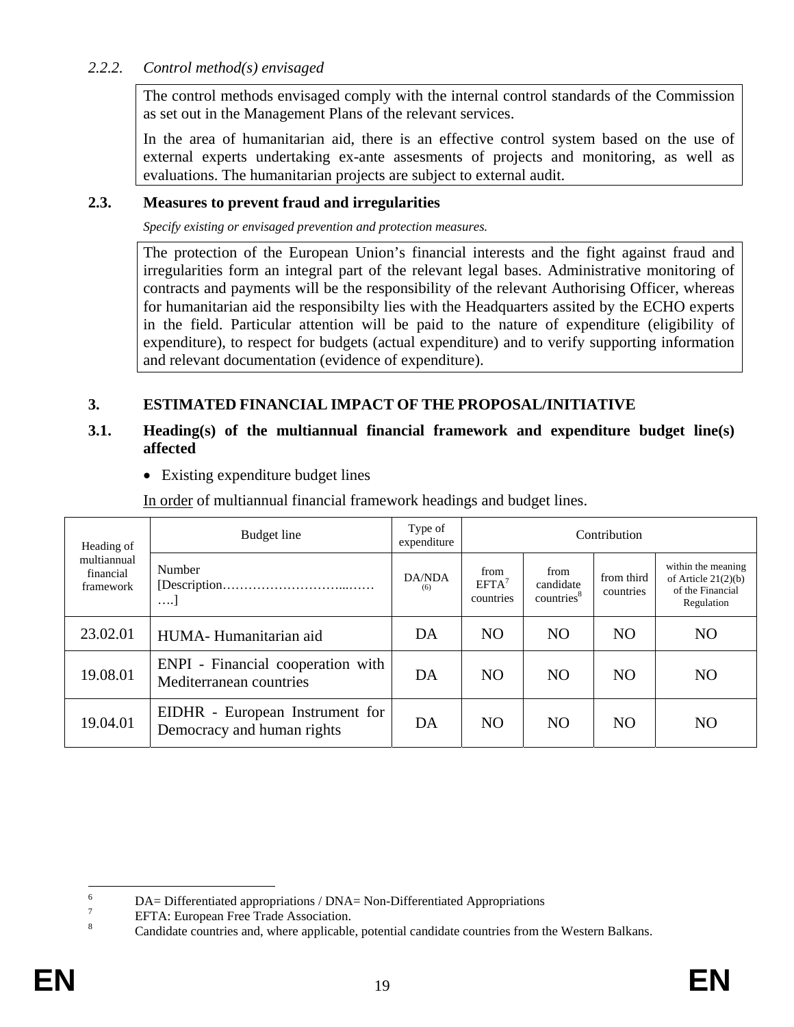*2.2.2. Control method(s) envisaged*

The control methods envisaged comply with the internal control standards of the Commission as set out in the Management Plans of the relevant services.

In the area of humanitarian aid, there is an effective control system based on the use of external experts undertaking ex-ante assesments of projects and monitoring, as well as evaluations. The humanitarian projects are subject to external audit.

### 2.3. Measures to prevent fraud and irregularities

*Specify existing or envisaged prevention and protection measures.*

The protection of the European Union's financial interests and the fight against fraud and irregularities form an integral part of the relevant legal bases. Administrative monitoring of contracts and payments will be the responsibility of the relevant Authorising Officer, whereas for humanitarian aid the responsibilty lies with the Headquarters assited by the ECHO experts in the field. Particular attention will be paid to the nature of expenditure (eligibility of expenditure), to respect for budgets (actual expenditure) and to verify supporting information and relevant documentation (evidence of expenditure).

## 3. ESTIMATED FINANCIAL IMPACT OF THE PROPOSAL/INITIATIVE

### 3.1. Heading(s) of the multiannual financial framework and expenditure budget line(s) affected

- Existing expenditure budget lines

In order of multiannual financial framework headings and budget lines.

| Heading of multiannual financial framework | Budget line | Type of expenditure | Contribution | | | |
|---|---|---|---|---|---|---|
| | Number [Description………………………...…….…] | DA/NDA (6) | from EFTA[7] countries | from candidate countries[8] | from third countries | within the meaning of Article 21(2)(b) of the Financial Regulation |
| 23.02.01 | HUMA- Humanitarian aid | DA | NO | NO | NO | NO |
| 19.08.01 | ENPI - Financial cooperation with Mediterranean countries | DA | NO | NO | NO | NO |
| 19.04.01 | EIDHR - European Instrument for Democracy and human rights | DA | NO | NO | NO | NO |

[6] DA= Differentiated appropriations / DNA= Non-Differentiated Appropriations

[7] EFTA: European Free Trade Association.

[8] Candidate countries and, where applicable, potential candidate countries from the Western Balkans.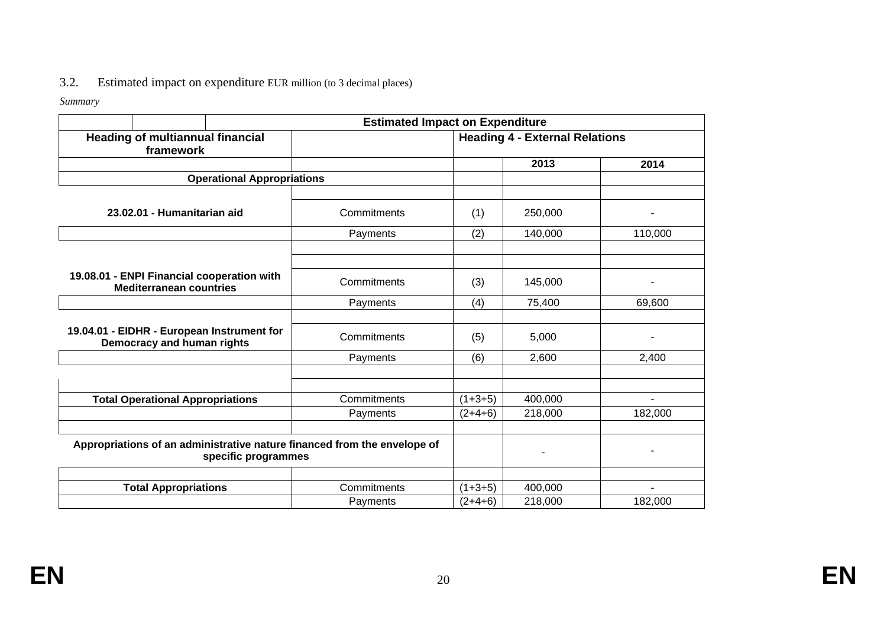## 3.2. Estimated impact on expenditure EUR million (to 3 decimal places)

*Summary*

| Estimated Impact on Expenditure | | | | |
|---|---|---|---|---|
| **Heading of multiannual financial framework** | | **Heading 4 - External Relations** | | |
| | | | **2013** | **2014** |
| **Operational Appropriations** | | | | |
| **23.02.01 - Humanitarian aid** | Commitments | (1) | 250,000 | - |
| | Payments | (2) | 140,000 | 110,000 |
| **19.08.01 - ENPI Financial cooperation with Mediterranean countries** | Commitments | (3) | 145,000 | - |
| | Payments | (4) | 75,400 | 69,600 |
| **19.04.01 - EIDHR - European Instrument for Democracy and human rights** | Commitments | (5) | 5,000 | - |
| | Payments | (6) | 2,600 | 2,400 |
| **Total Operational Appropriations** | Commitments | (1+3+5) | 400,000 | - |
| | Payments | (2+4+6) | 218,000 | 182,000 |
| **Appropriations of an administrative nature financed from the envelope of specific programmes** | | | - | - |
| **Total Appropriations** | Commitments | (1+3+5) | 400,000 | - |
| | Payments | (2+4+6) | 218,000 | 182,000 |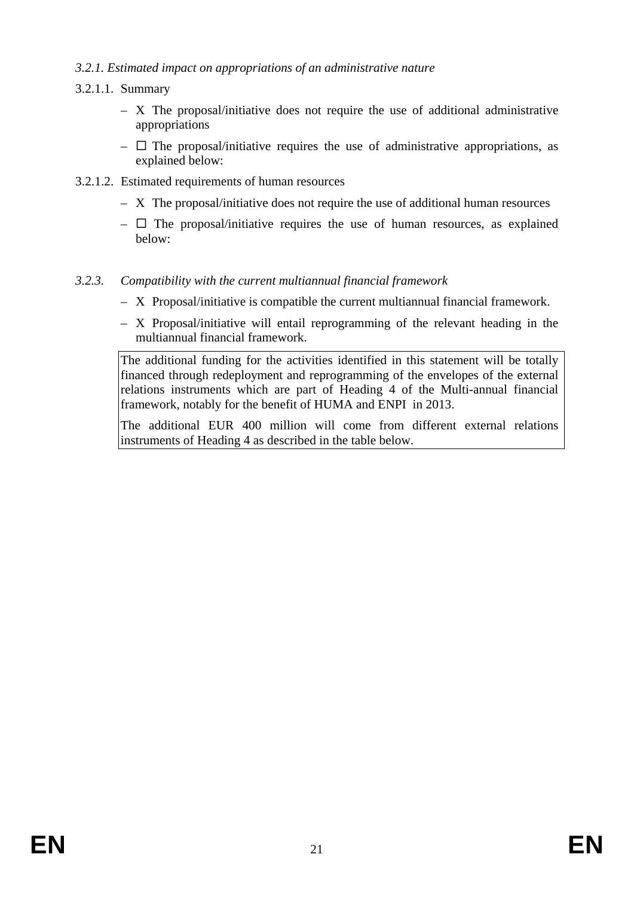*3.2.1. Estimated impact on appropriations of an administrative nature*

3.2.1.1. Summary

- X The proposal/initiative does not require the use of additional administrative appropriations
- ☐ The proposal/initiative requires the use of administrative appropriations, as explained below:

3.2.1.2. Estimated requirements of human resources

- X The proposal/initiative does not require the use of additional human resources
- ☐ The proposal/initiative requires the use of human resources, as explained below:

*3.2.3. Compatibility with the current multiannual financial framework*

- X Proposal/initiative is compatible the current multiannual financial framework.
- X Proposal/initiative will entail reprogramming of the relevant heading in the multiannual financial framework.

The additional funding for the activities identified in this statement will be totally financed through redeployment and reprogramming of the envelopes of the external relations instruments which are part of Heading 4 of the Multi-annual financial framework, notably for the benefit of HUMA and ENPI in 2013.

The additional EUR 400 million will come from different external relations instruments of Heading 4 as described in the table below.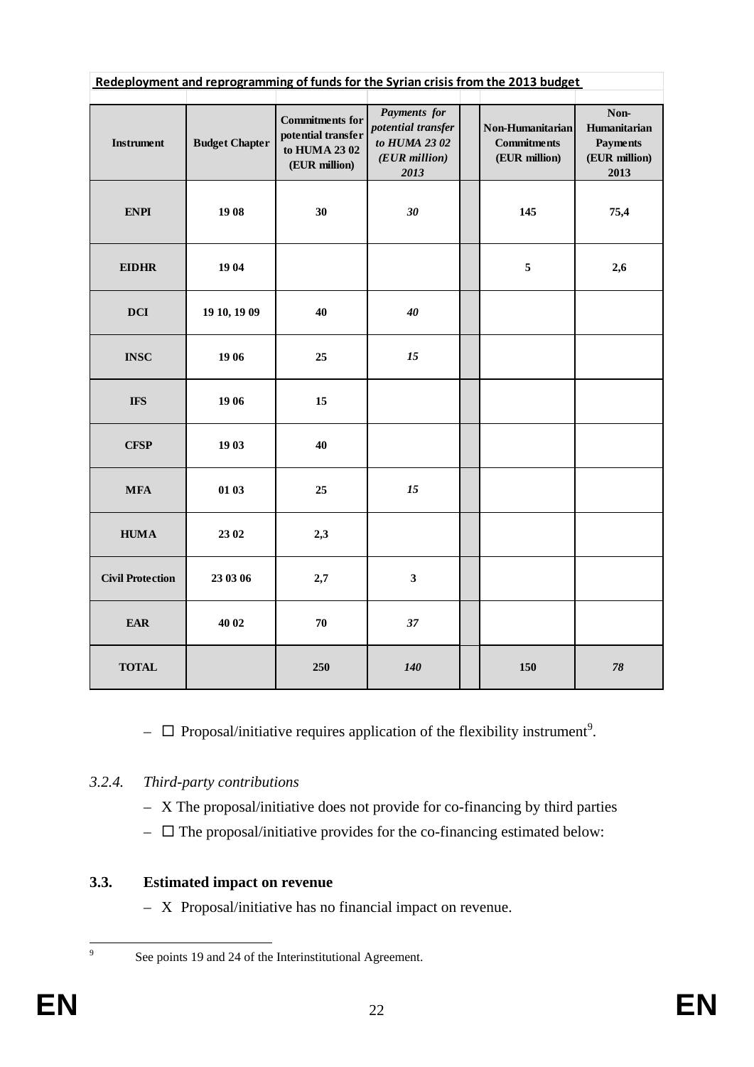**Redeployment and reprogramming of funds for the Syrian crisis from the 2013 budget**

| Instrument | Budget Chapter | Commitments for potential transfer to HUMA 23 02 (EUR million) | *Payments for potential transfer to HUMA 23 02 (EUR million) 2013* | | Non-Humanitarian Commitments (EUR million) | Non-Humanitarian Payments (EUR million) 2013 |
|---|---|---|---|---|---|---|
| **ENPI** | **19 08** | **30** | ***30*** | | **145** | **75,4** |
| **EIDHR** | **19 04** | | | | **5** | **2,6** |
| **DCI** | **19 10, 19 09** | **40** | ***40*** | | | |
| **INSC** | **19 06** | **25** | ***15*** | | | |
| **IFS** | **19 06** | **15** | | | | |
| **CFSP** | **19 03** | **40** | | | | |
| **MFA** | **01 03** | **25** | ***15*** | | | |
| **HUMA** | **23 02** | **2,3** | | | | |
| **Civil Protection** | **23 03 06** | **2,7** | **3** | | | |
| **EAR** | **40 02** | **70** | ***37*** | | | |
| **TOTAL** | | **250** | ***140*** | | **150** | ***78*** |

– ☐ Proposal/initiative requires application of the flexibility instrument[9].

*3.2.4. Third-party contributions*

– X The proposal/initiative does not provide for co-financing by third parties

– ☐ The proposal/initiative provides for the co-financing estimated below:

### 3.3. Estimated impact on revenue

– X Proposal/initiative has no financial impact on revenue.

[9] See points 19 and 24 of the Interinstitutional Agreement.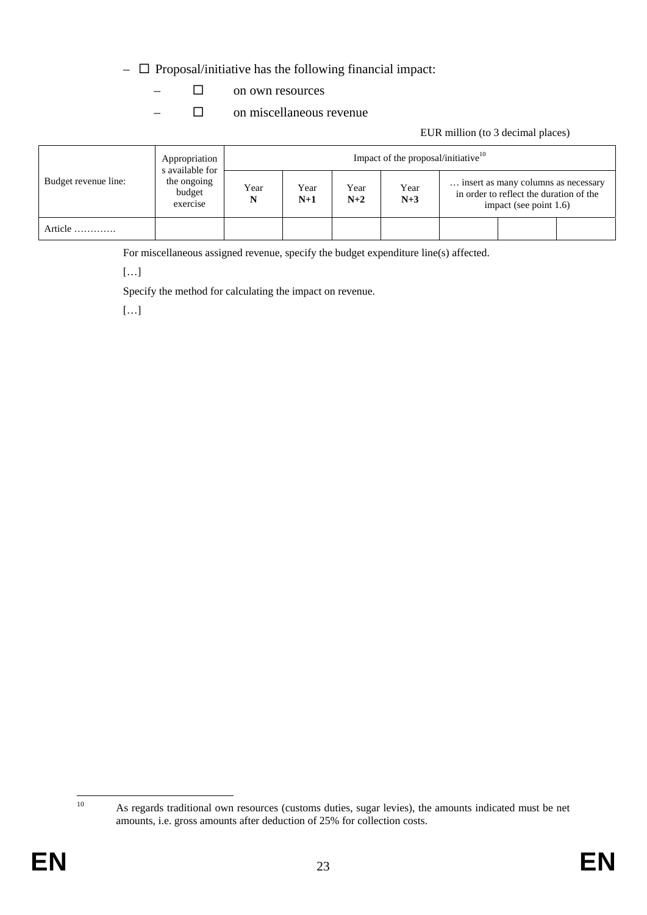- ☐ Proposal/initiative has the following financial impact:
  - ☐ on own resources
  - ☐ on miscellaneous revenue

EUR million (to 3 decimal places)

| Budget revenue line: | Appropriations available for the ongoing budget exercise | Impact of the proposal/initiative[10] | | | | | | |
|---|---|---|---|---|---|---|---|---|
| | | Year **N** | Year **N+1** | Year **N+2** | Year **N+3** | … insert as many columns as necessary in order to reflect the duration of the impact (see point 1.6) | | |
| Article …………. | | | | | | | | |

For miscellaneous assigned revenue, specify the budget expenditure line(s) affected.

[…]

Specify the method for calculating the impact on revenue.

[…]

[10] As regards traditional own resources (customs duties, sugar levies), the amounts indicated must be net amounts, i.e. gross amounts after deduction of 25% for collection costs.